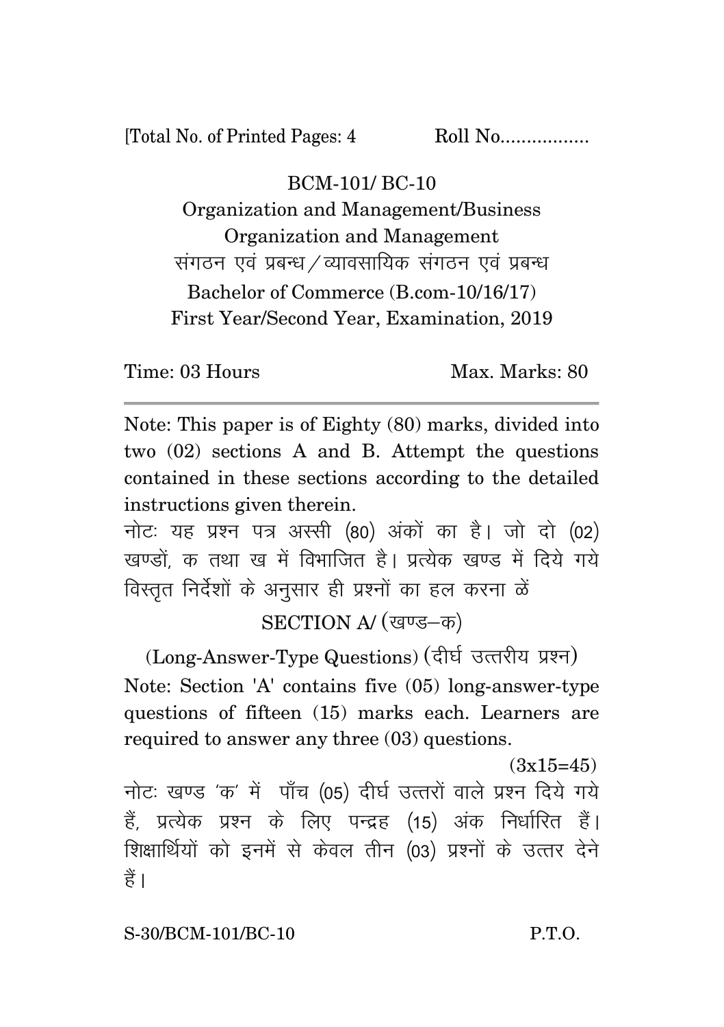[Total No. of Printed Pages: 4 Roll No.................

# BCM-101/ BC-10

## Organization and Management/Business Organization and Management

## संगठन एवं प्रबन्ध/व्यावसायिक संगठन एवं प्रबन्ध

Bachelor of Commerce (B.com-10/16/17)

First Year/Second Year, Examination, 2019

Time: 03 Hours Max. Marks: 80

---

Note: This paper is of Eighty (80) marks, divided into two (02) sections A and B. Attempt the questions contained in these sections according to the detailed instructions given therein.

नोटः यह प्रश्न पत्र अस्सी (80) अंकों का है। जो दो (02) खण्डों, क तथा ख में विभाजित है। प्रत्येक खण्ड में दिये गये विस्तृत निर्देशों के अनुसार ही प्रश्नों का हल करना ळें

### SECTION A/ (खण्ड–क)

(Long-Answer-Type Questions) (दीर्घ उत्तरीय प्रश्न)

Note: Section 'A' contains five (05) long-answer-type questions of fifteen (15) marks each. Learners are required to answer any three (03) questions.

(3x15=45)

नोटः खण्ड 'क' में पाँच (05) दीर्घ उत्तरों वाले प्रश्न दिये गये हैं, प्रत्येक प्रश्न के लिए पन्द्रह (15) अंक निर्धारित हैं। शिक्षार्थियों को इनमें से केवल तीन (03) प्रश्नों के उत्तर देने हैं।

S-30/BCM-101/BC-10 P.T.O.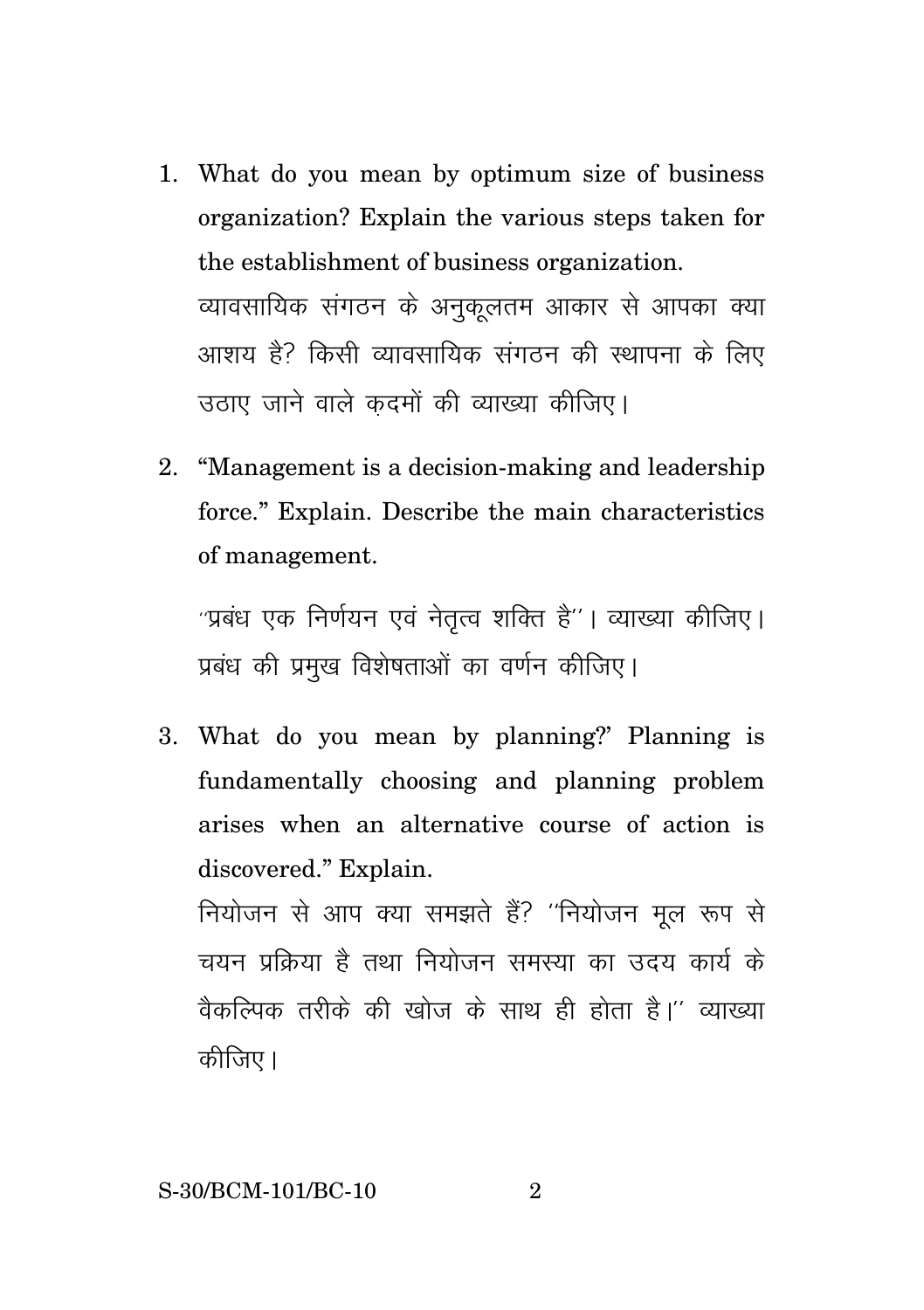1. What do you mean by optimum size of business organization? Explain the various steps taken for the establishment of business organization.

   व्यावसायिक संगठन के अनुकूलतम आकार से आपका क्या आशय है? किसी व्यावसायिक संगठन की स्थापना के लिए उठाए जाने वाले क़दमों की व्याख्या कीजिए।

2. "Management is a decision-making and leadership force." Explain. Describe the main characteristics of management.

   ''प्रबंध एक निर्णयन एवं नेतृत्व शक्ति है''। व्याख्या कीजिए। प्रबंध की प्रमुख विशेषताओं का वर्णन कीजिए।

3. What do you mean by planning?' Planning is fundamentally choosing and planning problem arises when an alternative course of action is discovered." Explain.

   नियोजन से आप क्या समझते हैं? ''नियोजन मूल रूप से चयन प्रक्रिया है तथा नियोजन समस्या का उदय कार्य के वैकल्पिक तरीके की खोज के साथ ही होता है।'' व्याख्या कीजिए।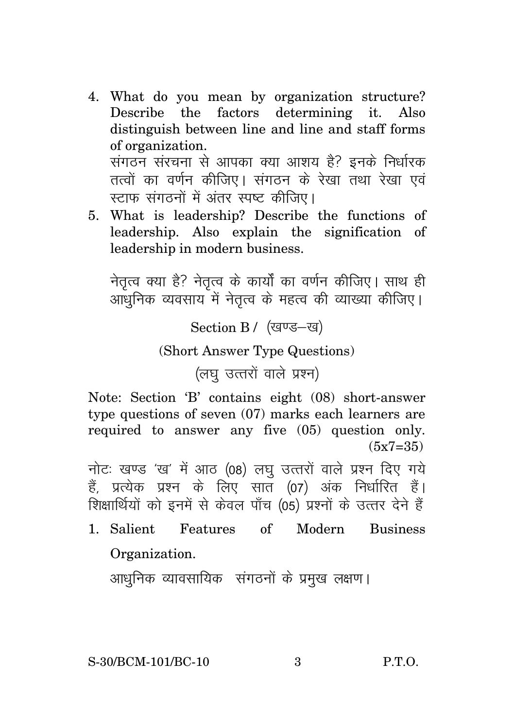4. What do you mean by organization structure? Describe the factors determining it. Also distinguish between line and line and staff forms of organization.

   संगठन संरचना से आपका क्या आशय है? इनके निर्धारक तत्वों का वर्णन कीजिए। संगठन के रेखा तथा रेखा एवं स्टाफ संगठनों में अंतर स्पष्ट कीजिए।

5. What is leadership? Describe the functions of leadership. Also explain the signification of leadership in modern business.

   नेतृत्व क्या है? नेतृत्व के कार्यों का वर्णन कीजिए। साथ ही आधुनिक व्यवसाय में नेतृत्व के महत्व की व्याख्या कीजिए।

## Section B / (खण्ड–ख)

### (Short Answer Type Questions)

### (लघु उत्तरों वाले प्रश्न)

Note: Section 'B' contains eight (08) short-answer type questions of seven (07) marks each learners are required to answer any five (05) question only. (5x7=35)

नोटः खण्ड 'ख' में आठ (08) लघु उत्तरों वाले प्रश्न दिए गये हैं, प्रत्येक प्रश्न के लिए सात (07) अंक निर्धारित हैं। शिक्षार्थियों को इनमें से केवल पाँच (05) प्रश्नों के उत्तर देने हैं

1. Salient Features of Modern Business Organization.

   आधुनिक व्यावसायिक संगठनों के प्रमुख लक्षण।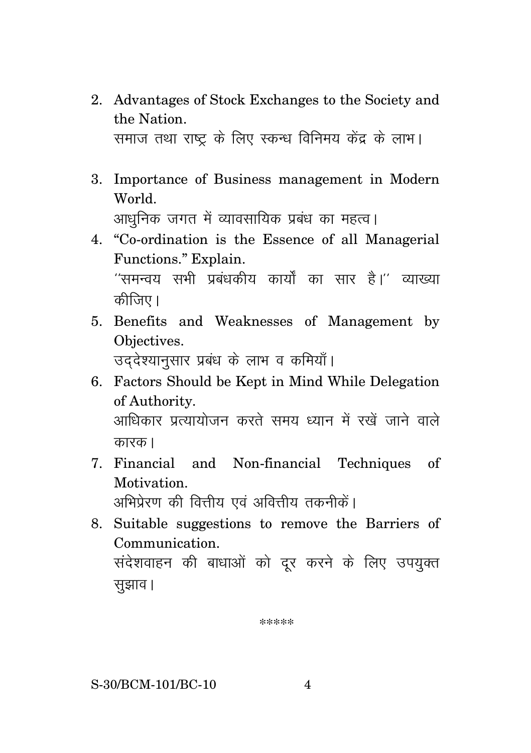2. Advantages of Stock Exchanges to the Society and the Nation.
   समाज तथा राष्ट्र के लिए स्कन्ध विनिमय केंद्र के लाभ।

3. Importance of Business management in Modern World.
   आधुनिक जगत में व्यावसायिक प्रबंध का महत्व।

4. "Co-ordination is the Essence of all Managerial Functions." Explain.
   ''समन्वय सभी प्रबंधकीय कार्यों का सार है।'' व्याख्या कीजिए।

5. Benefits and Weaknesses of Management by Objectives.
   उद्देश्यानुसार प्रबंध के लाभ व कमियाँ।

6. Factors Should be Kept in Mind While Delegation of Authority.
   आधिकार प्रत्यायोजन करते समय ध्यान में रखें जाने वाले कारक।

7. Financial and Non-financial Techniques of Motivation.
   अभिप्रेरण की वित्तीय एवं अवित्तीय तकनीकें।

8. Suitable suggestions to remove the Barriers of Communication.
   संदेशवाहन की बाधाओं को दूर करने के लिए उपयुक्त सुझाव।

*****

S-30/BCM-101/BC-10